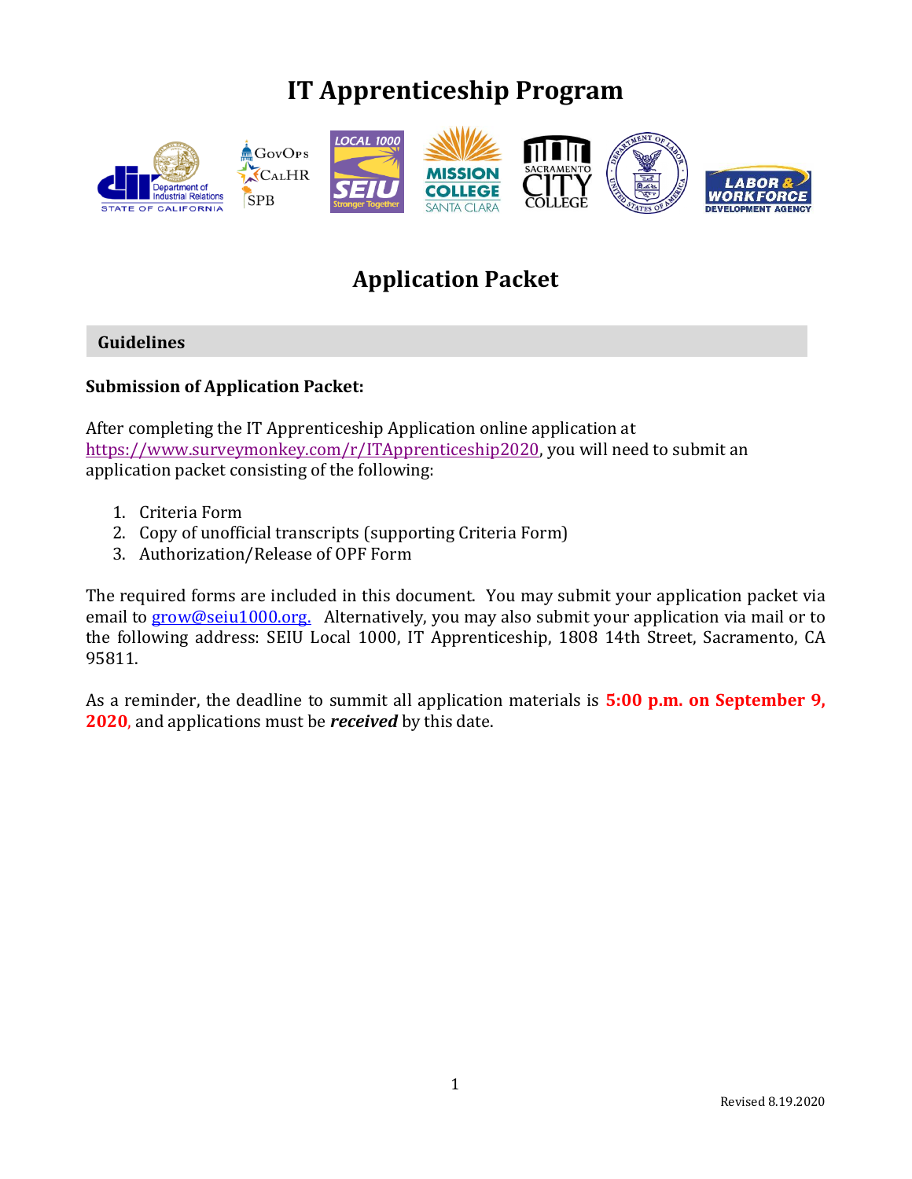# IT Apprenticeship Program

## Application Packet

### Guidelines

**Submission of Application Packet:**

After completing the IT Apprenticeship Application online application at https://www.surveymonkey.com/r/ITApprenticeship2020, you will need to submit an application packet consisting of the following:

1. Criteria Form
2. Copy of unofficial transcripts (supporting Criteria Form)
3. Authorization/Release of OPF Form

The required forms are included in this document. You may submit your application packet via email to grow@seiu1000.org. Alternatively, you may also submit your application via mail or to the following address: SEIU Local 1000, IT Apprenticeship, 1808 14th Street, Sacramento, CA 95811.

As a reminder, the deadline to summit all application materials is **5:00 p.m. on September 9, 2020**, and applications must be ***received*** by this date.

Revised 8.19.2020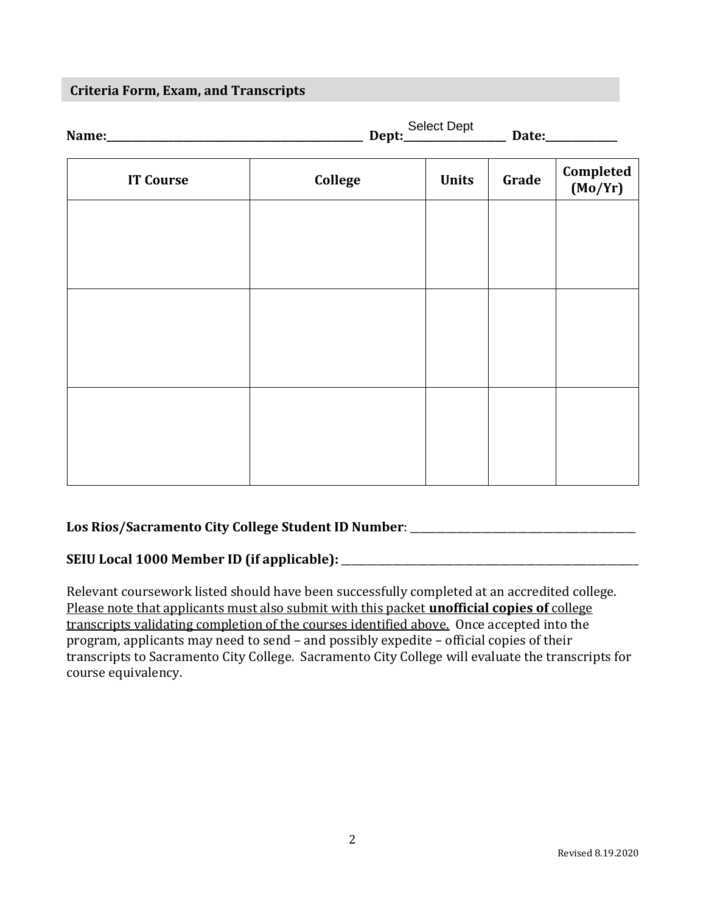## Criteria Form, Exam, and Transcripts

**Name:**\_\_\_\_\_\_\_\_\_\_\_\_\_\_\_\_\_\_\_\_\_\_\_\_\_\_\_\_\_\_\_\_\_\_\_\_\_\_\_\_ **Dept:** Select Dept \_\_\_\_\_\_\_\_\_\_\_\_\_\_\_\_ **Date:**\_\_\_\_\_\_\_\_\_\_\_\_

| IT Course | College | Units | Grade | Completed (Mo/Yr) |
|---|---|---|---|---|
| | | | | |
| | | | | |
| | | | | |

**Los Rios/Sacramento City College Student ID Number**: \_\_\_\_\_\_\_\_\_\_\_\_\_\_\_\_\_\_\_\_\_\_\_\_\_\_\_\_\_\_\_\_\_\_\_\_

**SEIU Local 1000 Member ID (if applicable):** \_\_\_\_\_\_\_\_\_\_\_\_\_\_\_\_\_\_\_\_\_\_\_\_\_\_\_\_\_\_\_\_\_\_\_\_\_\_\_\_\_\_\_\_

Relevant coursework listed should have been successfully completed at an accredited college. <u>Please note that applicants must also submit with this packet **unofficial copies of** college transcripts validating completion of the courses identified above.</u> Once accepted into the program, applicants may need to send – and possibly expedite – official copies of their transcripts to Sacramento City College. Sacramento City College will evaluate the transcripts for course equivalency.

Revised 8.19.2020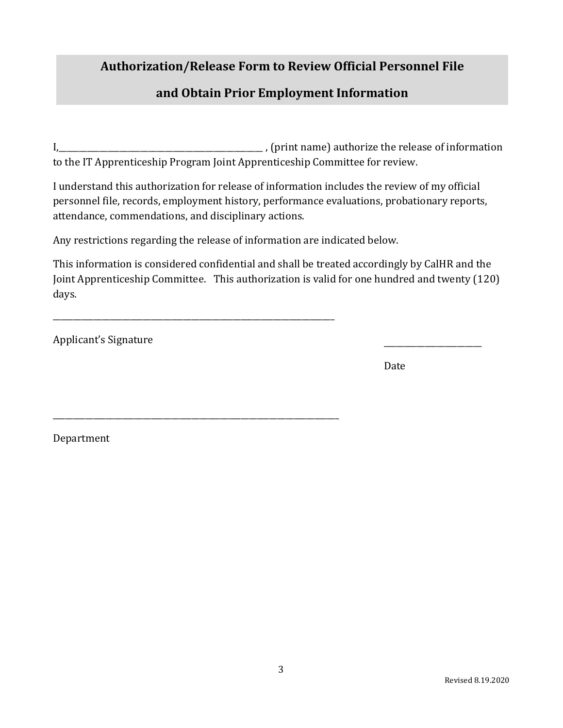## Authorization/Release Form to Review Official Personnel File and Obtain Prior Employment Information

I,_______________________________________________ , (print name) authorize the release of information to the IT Apprenticeship Program Joint Apprenticeship Committee for review.

I understand this authorization for release of information includes the review of my official personnel file, records, employment history, performance evaluations, probationary reports, attendance, commendations, and disciplinary actions.

Any restrictions regarding the release of information are indicated below.

This information is considered confidential and shall be treated accordingly by CalHR and the Joint Apprenticeship Committee. This authorization is valid for one hundred and twenty (120) days.

_______________________________________________________________

Applicant's Signature

______________________

Date

_______________________________________________________________

Department

Revised 8.19.2020